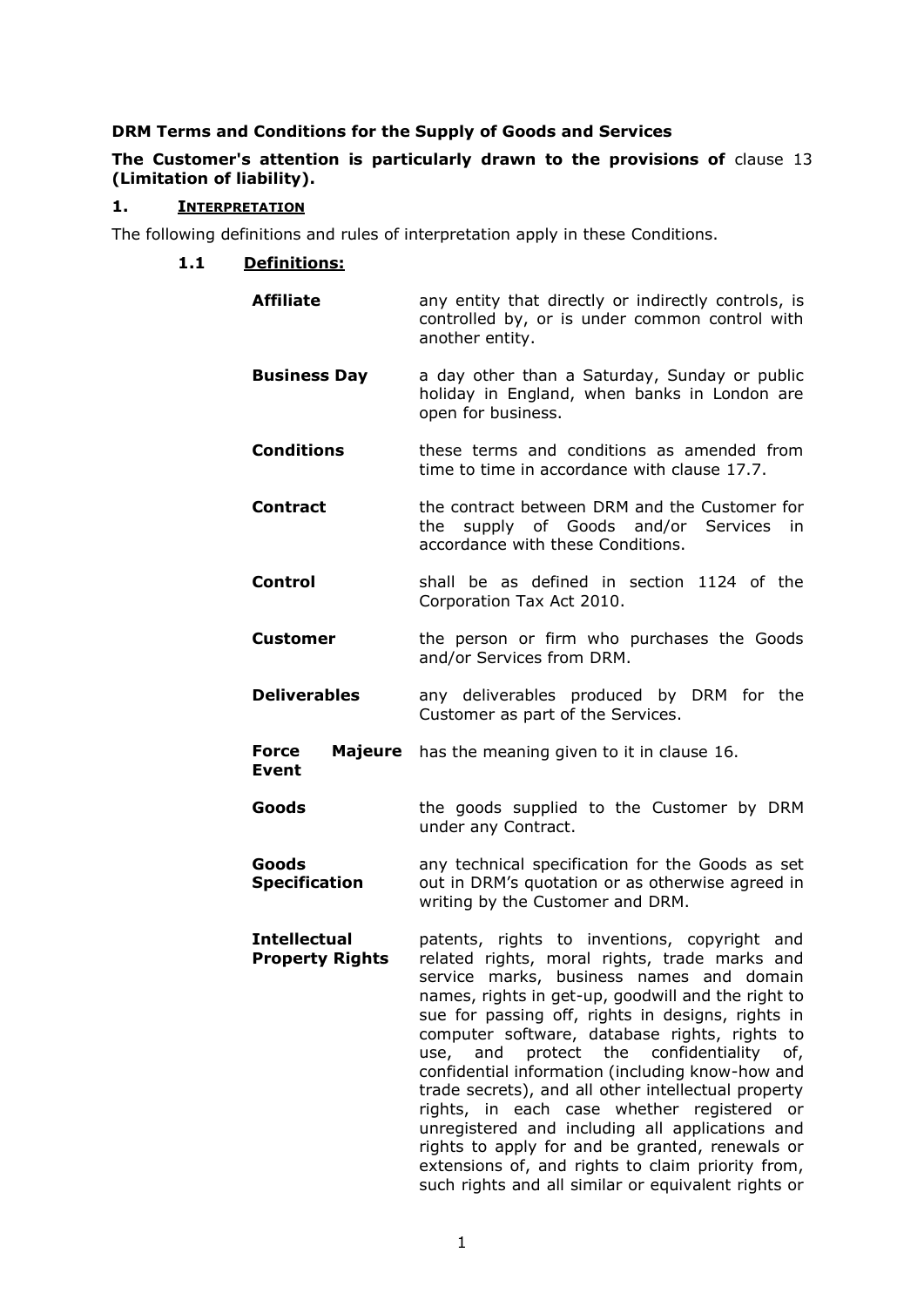**DRM Terms and Conditions for the Supply of Goods and Services**

**The Customer's attention is particularly drawn to the provisions of** clause 13 **(Limitation of liability).**

## 1. INTERPRETATION

The following definitions and rules of interpretation apply in these Conditions.

### 1.1 Definitions:

**Affiliate** any entity that directly or indirectly controls, is controlled by, or is under common control with another entity.

**Business Day** a day other than a Saturday, Sunday or public holiday in England, when banks in London are open for business.

**Conditions** these terms and conditions as amended from time to time in accordance with clause 17.7.

**Contract** the contract between DRM and the Customer for the supply of Goods and/or Services in accordance with these Conditions.

**Control** shall be as defined in section 1124 of the Corporation Tax Act 2010.

**Customer** the person or firm who purchases the Goods and/or Services from DRM.

**Deliverables** any deliverables produced by DRM for the Customer as part of the Services.

**Force Majeure Event** has the meaning given to it in clause 16.

**Goods** the goods supplied to the Customer by DRM under any Contract.

**Goods Specification** any technical specification for the Goods as set out in DRM's quotation or as otherwise agreed in writing by the Customer and DRM.

**Intellectual Property Rights** patents, rights to inventions, copyright and related rights, moral rights, trade marks and service marks, business names and domain names, rights in get-up, goodwill and the right to sue for passing off, rights in designs, rights in computer software, database rights, rights to use, and protect the confidentiality of, confidential information (including know-how and trade secrets), and all other intellectual property rights, in each case whether registered or unregistered and including all applications and rights to apply for and be granted, renewals or extensions of, and rights to claim priority from, such rights and all similar or equivalent rights or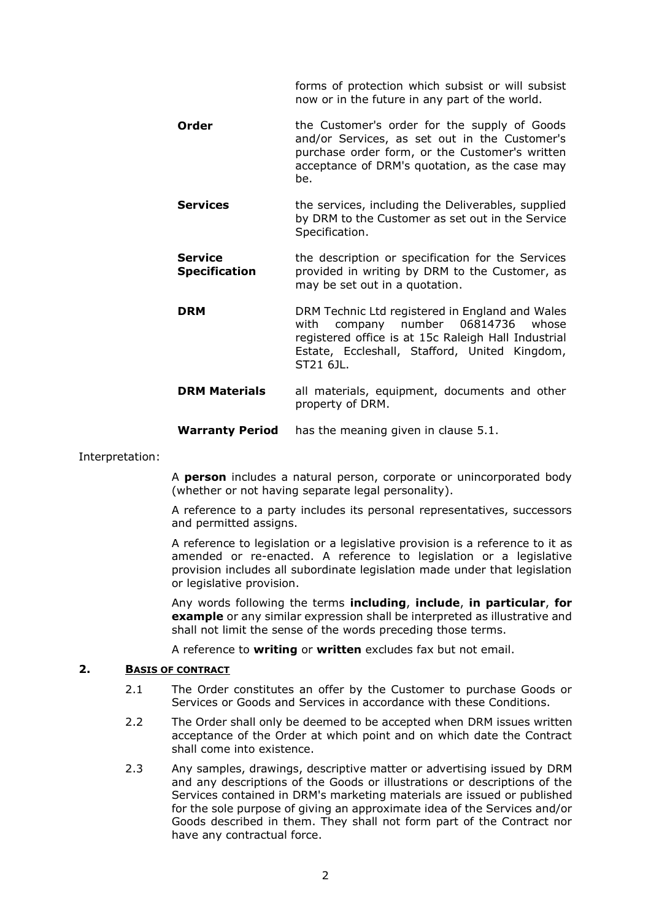| | |
|---|---|
| | forms of protection which subsist or will subsist now or in the future in any part of the world. |
| **Order** | the Customer's order for the supply of Goods and/or Services, as set out in the Customer's purchase order form, or the Customer's written acceptance of DRM's quotation, as the case may be. |
| **Services** | the services, including the Deliverables, supplied by DRM to the Customer as set out in the Service Specification. |
| **Service Specification** | the description or specification for the Services provided in writing by DRM to the Customer, as may be set out in a quotation. |
| **DRM** | DRM Technic Ltd registered in England and Wales with company number 06814736 whose registered office is at 15c Raleigh Hall Industrial Estate, Eccleshall, Stafford, United Kingdom, ST21 6JL. |
| **DRM Materials** | all materials, equipment, documents and other property of DRM. |
| **Warranty Period** | has the meaning given in clause 5.1. |

Interpretation:

A **person** includes a natural person, corporate or unincorporated body (whether or not having separate legal personality).

A reference to a party includes its personal representatives, successors and permitted assigns.

A reference to legislation or a legislative provision is a reference to it as amended or re-enacted. A reference to legislation or a legislative provision includes all subordinate legislation made under that legislation or legislative provision.

Any words following the terms **including**, **include**, **in particular**, **for example** or any similar expression shall be interpreted as illustrative and shall not limit the sense of the words preceding those terms.

A reference to **writing** or **written** excludes fax but not email.

## 2. BASIS OF CONTRACT

2.1 The Order constitutes an offer by the Customer to purchase Goods or Services or Goods and Services in accordance with these Conditions.

2.2 The Order shall only be deemed to be accepted when DRM issues written acceptance of the Order at which point and on which date the Contract shall come into existence.

2.3 Any samples, drawings, descriptive matter or advertising issued by DRM and any descriptions of the Goods or illustrations or descriptions of the Services contained in DRM's marketing materials are issued or published for the sole purpose of giving an approximate idea of the Services and/or Goods described in them. They shall not form part of the Contract nor have any contractual force.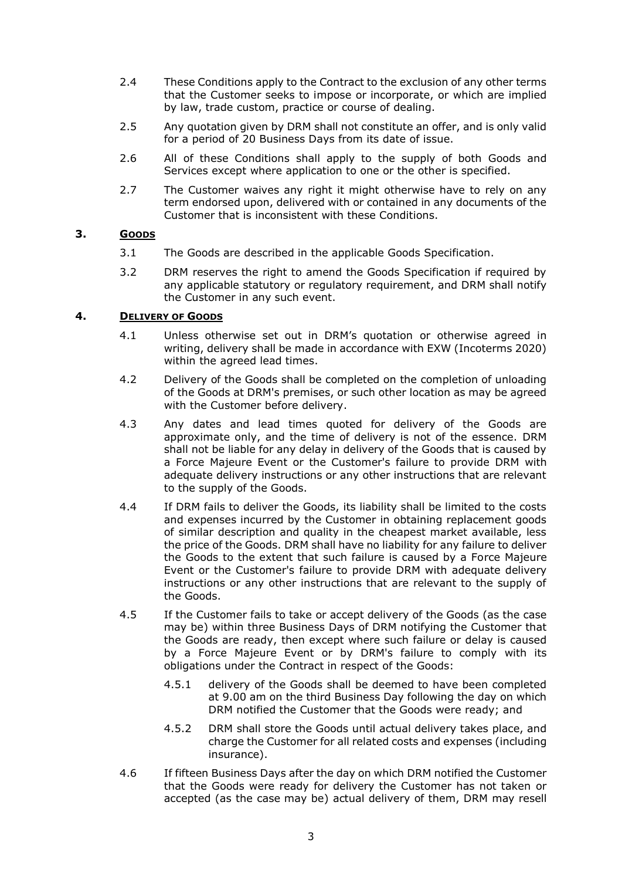2.4 These Conditions apply to the Contract to the exclusion of any other terms that the Customer seeks to impose or incorporate, or which are implied by law, trade custom, practice or course of dealing.

2.5 Any quotation given by DRM shall not constitute an offer, and is only valid for a period of 20 Business Days from its date of issue.

2.6 All of these Conditions shall apply to the supply of both Goods and Services except where application to one or the other is specified.

2.7 The Customer waives any right it might otherwise have to rely on any term endorsed upon, delivered with or contained in any documents of the Customer that is inconsistent with these Conditions.

## 3. Goods

3.1 The Goods are described in the applicable Goods Specification.

3.2 DRM reserves the right to amend the Goods Specification if required by any applicable statutory or regulatory requirement, and DRM shall notify the Customer in any such event.

## 4. Delivery of Goods

4.1 Unless otherwise set out in DRM's quotation or otherwise agreed in writing, delivery shall be made in accordance with EXW (Incoterms 2020) within the agreed lead times.

4.2 Delivery of the Goods shall be completed on the completion of unloading of the Goods at DRM's premises, or such other location as may be agreed with the Customer before delivery.

4.3 Any dates and lead times quoted for delivery of the Goods are approximate only, and the time of delivery is not of the essence. DRM shall not be liable for any delay in delivery of the Goods that is caused by a Force Majeure Event or the Customer's failure to provide DRM with adequate delivery instructions or any other instructions that are relevant to the supply of the Goods.

4.4 If DRM fails to deliver the Goods, its liability shall be limited to the costs and expenses incurred by the Customer in obtaining replacement goods of similar description and quality in the cheapest market available, less the price of the Goods. DRM shall have no liability for any failure to deliver the Goods to the extent that such failure is caused by a Force Majeure Event or the Customer's failure to provide DRM with adequate delivery instructions or any other instructions that are relevant to the supply of the Goods.

4.5 If the Customer fails to take or accept delivery of the Goods (as the case may be) within three Business Days of DRM notifying the Customer that the Goods are ready, then except where such failure or delay is caused by a Force Majeure Event or by DRM's failure to comply with its obligations under the Contract in respect of the Goods:

4.5.1 delivery of the Goods shall be deemed to have been completed at 9.00 am on the third Business Day following the day on which DRM notified the Customer that the Goods were ready; and

4.5.2 DRM shall store the Goods until actual delivery takes place, and charge the Customer for all related costs and expenses (including insurance).

4.6 If fifteen Business Days after the day on which DRM notified the Customer that the Goods were ready for delivery the Customer has not taken or accepted (as the case may be) actual delivery of them, DRM may resell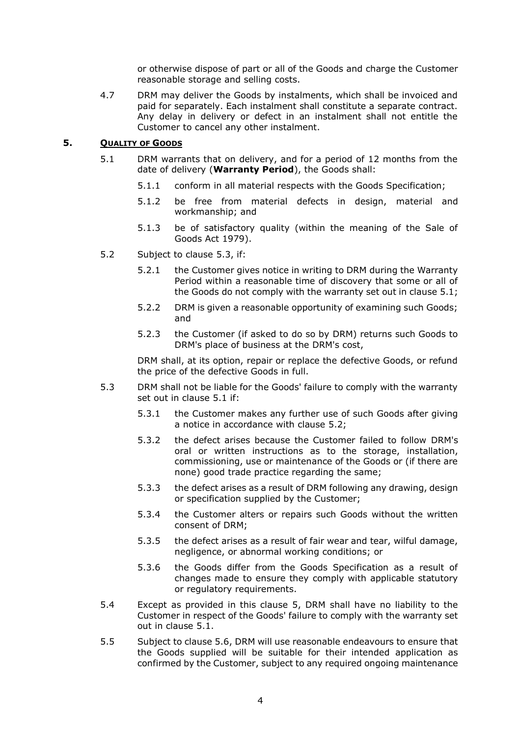or otherwise dispose of part or all of the Goods and charge the Customer reasonable storage and selling costs.

4.7 DRM may deliver the Goods by instalments, which shall be invoiced and paid for separately. Each instalment shall constitute a separate contract. Any delay in delivery or defect in an instalment shall not entitle the Customer to cancel any other instalment.

## 5. QUALITY OF GOODS

5.1 DRM warrants that on delivery, and for a period of 12 months from the date of delivery (**Warranty Period**), the Goods shall:

5.1.1 conform in all material respects with the Goods Specification;

5.1.2 be free from material defects in design, material and workmanship; and

5.1.3 be of satisfactory quality (within the meaning of the Sale of Goods Act 1979).

5.2 Subject to clause 5.3, if:

5.2.1 the Customer gives notice in writing to DRM during the Warranty Period within a reasonable time of discovery that some or all of the Goods do not comply with the warranty set out in clause 5.1;

5.2.2 DRM is given a reasonable opportunity of examining such Goods; and

5.2.3 the Customer (if asked to do so by DRM) returns such Goods to DRM's place of business at the DRM's cost,

DRM shall, at its option, repair or replace the defective Goods, or refund the price of the defective Goods in full.

5.3 DRM shall not be liable for the Goods' failure to comply with the warranty set out in clause 5.1 if:

5.3.1 the Customer makes any further use of such Goods after giving a notice in accordance with clause 5.2;

5.3.2 the defect arises because the Customer failed to follow DRM's oral or written instructions as to the storage, installation, commissioning, use or maintenance of the Goods or (if there are none) good trade practice regarding the same;

5.3.3 the defect arises as a result of DRM following any drawing, design or specification supplied by the Customer;

5.3.4 the Customer alters or repairs such Goods without the written consent of DRM;

5.3.5 the defect arises as a result of fair wear and tear, wilful damage, negligence, or abnormal working conditions; or

5.3.6 the Goods differ from the Goods Specification as a result of changes made to ensure they comply with applicable statutory or regulatory requirements.

5.4 Except as provided in this clause 5, DRM shall have no liability to the Customer in respect of the Goods' failure to comply with the warranty set out in clause 5.1.

5.5 Subject to clause 5.6, DRM will use reasonable endeavours to ensure that the Goods supplied will be suitable for their intended application as confirmed by the Customer, subject to any required ongoing maintenance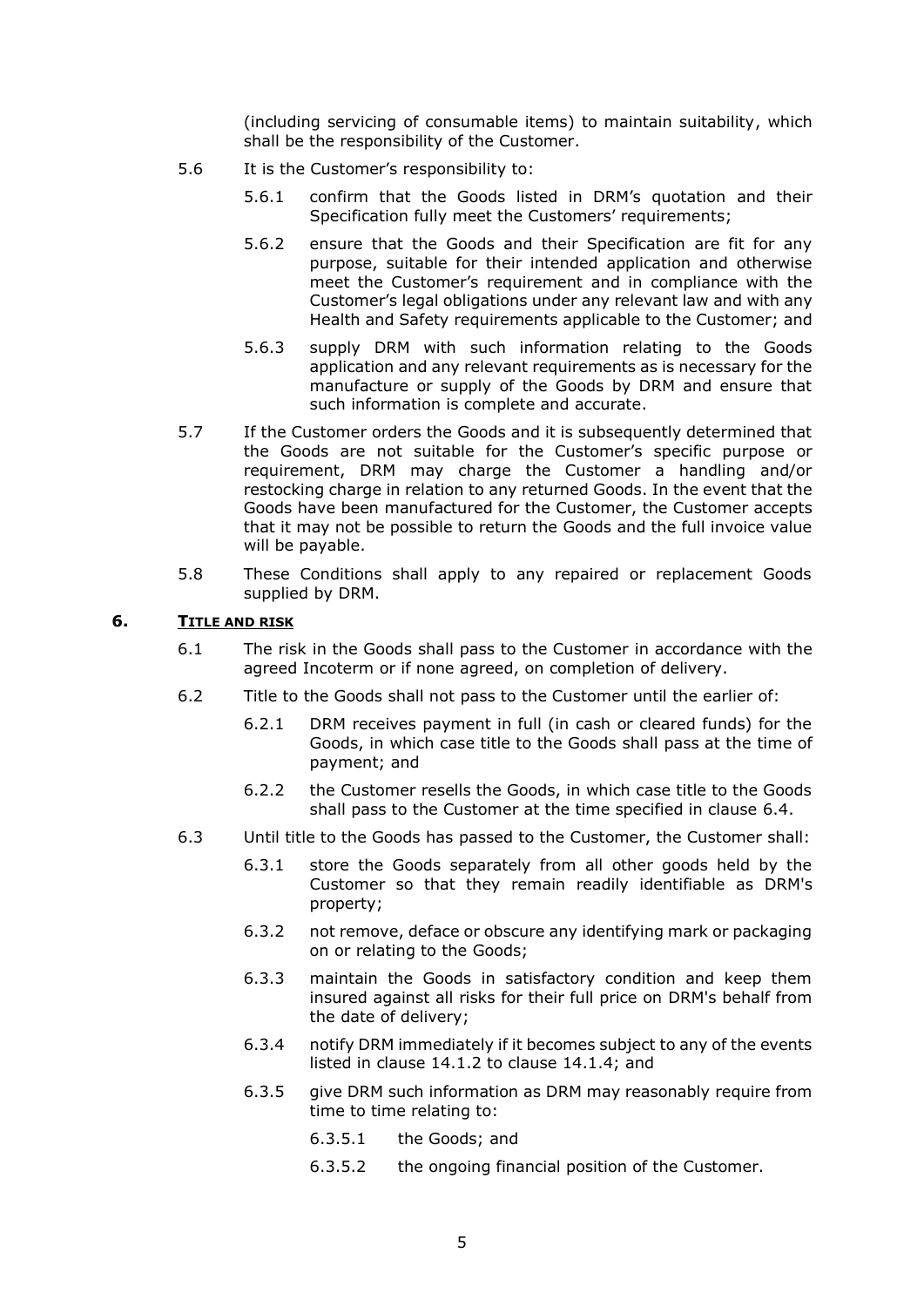(including servicing of consumable items) to maintain suitability, which shall be the responsibility of the Customer.

5.6 It is the Customer's responsibility to:

5.6.1 confirm that the Goods listed in DRM's quotation and their Specification fully meet the Customers' requirements;

5.6.2 ensure that the Goods and their Specification are fit for any purpose, suitable for their intended application and otherwise meet the Customer's requirement and in compliance with the Customer's legal obligations under any relevant law and with any Health and Safety requirements applicable to the Customer; and

5.6.3 supply DRM with such information relating to the Goods application and any relevant requirements as is necessary for the manufacture or supply of the Goods by DRM and ensure that such information is complete and accurate.

5.7 If the Customer orders the Goods and it is subsequently determined that the Goods are not suitable for the Customer's specific purpose or requirement, DRM may charge the Customer a handling and/or restocking charge in relation to any returned Goods. In the event that the Goods have been manufactured for the Customer, the Customer accepts that it may not be possible to return the Goods and the full invoice value will be payable.

5.8 These Conditions shall apply to any repaired or replacement Goods supplied by DRM.

## 6. <u>TITLE AND RISK</u>

6.1 The risk in the Goods shall pass to the Customer in accordance with the agreed Incoterm or if none agreed, on completion of delivery.

6.2 Title to the Goods shall not pass to the Customer until the earlier of:

6.2.1 DRM receives payment in full (in cash or cleared funds) for the Goods, in which case title to the Goods shall pass at the time of payment; and

6.2.2 the Customer resells the Goods, in which case title to the Goods shall pass to the Customer at the time specified in clause 6.4.

6.3 Until title to the Goods has passed to the Customer, the Customer shall:

6.3.1 store the Goods separately from all other goods held by the Customer so that they remain readily identifiable as DRM's property;

6.3.2 not remove, deface or obscure any identifying mark or packaging on or relating to the Goods;

6.3.3 maintain the Goods in satisfactory condition and keep them insured against all risks for their full price on DRM's behalf from the date of delivery;

6.3.4 notify DRM immediately if it becomes subject to any of the events listed in clause 14.1.2 to clause 14.1.4; and

6.3.5 give DRM such information as DRM may reasonably require from time to time relating to:

6.3.5.1 the Goods; and

6.3.5.2 the ongoing financial position of the Customer.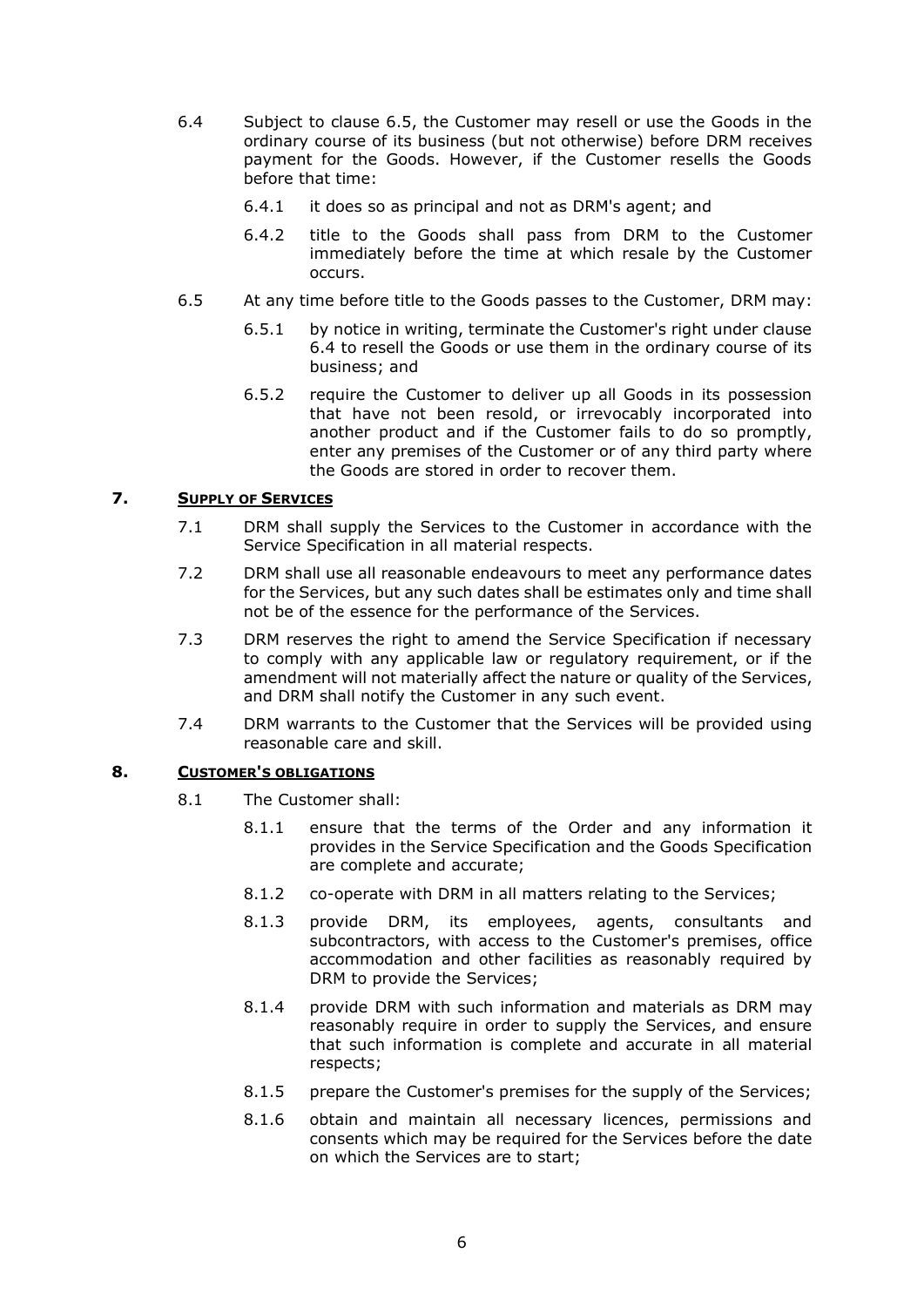6.4 Subject to clause 6.5, the Customer may resell or use the Goods in the ordinary course of its business (but not otherwise) before DRM receives payment for the Goods. However, if the Customer resells the Goods before that time:

6.4.1 it does so as principal and not as DRM's agent; and

6.4.2 title to the Goods shall pass from DRM to the Customer immediately before the time at which resale by the Customer occurs.

6.5 At any time before title to the Goods passes to the Customer, DRM may:

6.5.1 by notice in writing, terminate the Customer's right under clause 6.4 to resell the Goods or use them in the ordinary course of its business; and

6.5.2 require the Customer to deliver up all Goods in its possession that have not been resold, or irrevocably incorporated into another product and if the Customer fails to do so promptly, enter any premises of the Customer or of any third party where the Goods are stored in order to recover them.

## 7. SUPPLY OF SERVICES

7.1 DRM shall supply the Services to the Customer in accordance with the Service Specification in all material respects.

7.2 DRM shall use all reasonable endeavours to meet any performance dates for the Services, but any such dates shall be estimates only and time shall not be of the essence for the performance of the Services.

7.3 DRM reserves the right to amend the Service Specification if necessary to comply with any applicable law or regulatory requirement, or if the amendment will not materially affect the nature or quality of the Services, and DRM shall notify the Customer in any such event.

7.4 DRM warrants to the Customer that the Services will be provided using reasonable care and skill.

## 8. CUSTOMER'S OBLIGATIONS

8.1 The Customer shall:

8.1.1 ensure that the terms of the Order and any information it provides in the Service Specification and the Goods Specification are complete and accurate;

8.1.2 co-operate with DRM in all matters relating to the Services;

8.1.3 provide DRM, its employees, agents, consultants and subcontractors, with access to the Customer's premises, office accommodation and other facilities as reasonably required by DRM to provide the Services;

8.1.4 provide DRM with such information and materials as DRM may reasonably require in order to supply the Services, and ensure that such information is complete and accurate in all material respects;

8.1.5 prepare the Customer's premises for the supply of the Services;

8.1.6 obtain and maintain all necessary licences, permissions and consents which may be required for the Services before the date on which the Services are to start;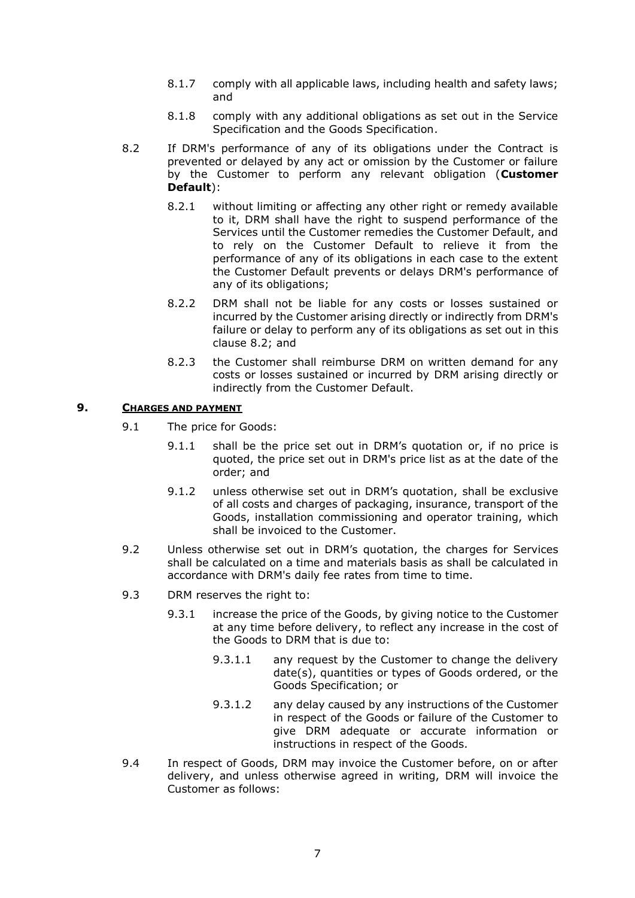8.1.7 comply with all applicable laws, including health and safety laws; and

8.1.8 comply with any additional obligations as set out in the Service Specification and the Goods Specification.

8.2 If DRM's performance of any of its obligations under the Contract is prevented or delayed by any act or omission by the Customer or failure by the Customer to perform any relevant obligation (**Customer Default**):

8.2.1 without limiting or affecting any other right or remedy available to it, DRM shall have the right to suspend performance of the Services until the Customer remedies the Customer Default, and to rely on the Customer Default to relieve it from the performance of any of its obligations in each case to the extent the Customer Default prevents or delays DRM's performance of any of its obligations;

8.2.2 DRM shall not be liable for any costs or losses sustained or incurred by the Customer arising directly or indirectly from DRM's failure or delay to perform any of its obligations as set out in this clause 8.2; and

8.2.3 the Customer shall reimburse DRM on written demand for any costs or losses sustained or incurred by DRM arising directly or indirectly from the Customer Default.

## 9. CHARGES AND PAYMENT

9.1 The price for Goods:

9.1.1 shall be the price set out in DRM's quotation or, if no price is quoted, the price set out in DRM's price list as at the date of the order; and

9.1.2 unless otherwise set out in DRM's quotation, shall be exclusive of all costs and charges of packaging, insurance, transport of the Goods, installation commissioning and operator training, which shall be invoiced to the Customer.

9.2 Unless otherwise set out in DRM's quotation, the charges for Services shall be calculated on a time and materials basis as shall be calculated in accordance with DRM's daily fee rates from time to time.

9.3 DRM reserves the right to:

9.3.1 increase the price of the Goods, by giving notice to the Customer at any time before delivery, to reflect any increase in the cost of the Goods to DRM that is due to:

9.3.1.1 any request by the Customer to change the delivery date(s), quantities or types of Goods ordered, or the Goods Specification; or

9.3.1.2 any delay caused by any instructions of the Customer in respect of the Goods or failure of the Customer to give DRM adequate or accurate information or instructions in respect of the Goods.

9.4 In respect of Goods, DRM may invoice the Customer before, on or after delivery, and unless otherwise agreed in writing, DRM will invoice the Customer as follows: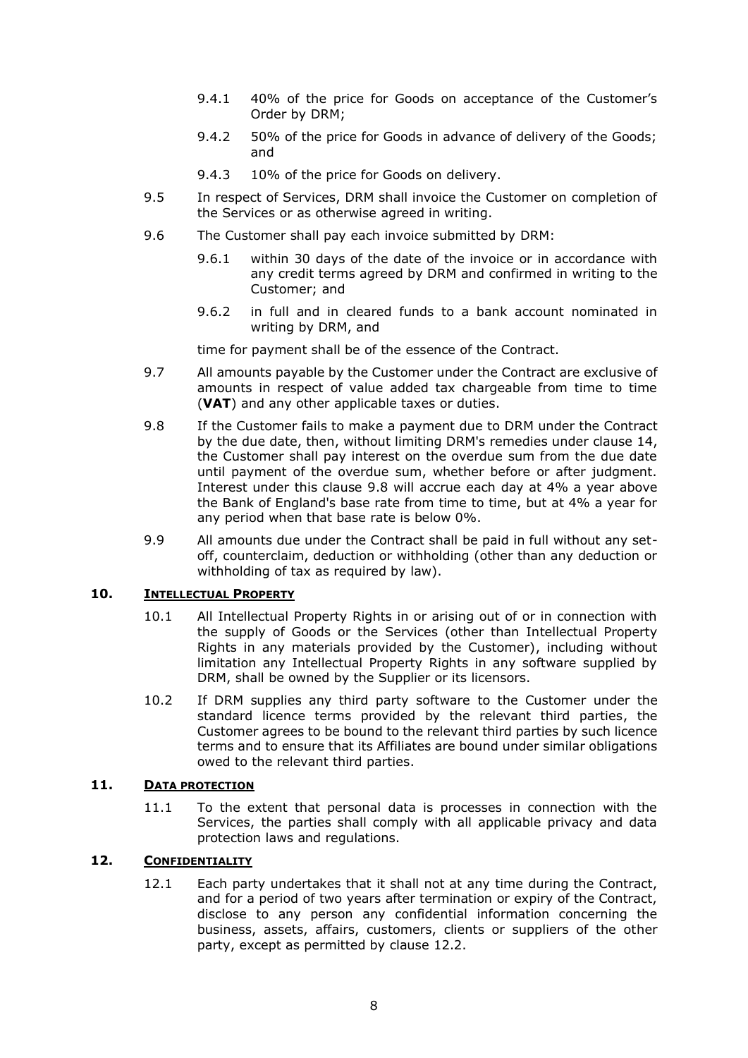9.4.1 40% of the price for Goods on acceptance of the Customer's Order by DRM;

9.4.2 50% of the price for Goods in advance of delivery of the Goods; and

9.4.3 10% of the price for Goods on delivery.

9.5 In respect of Services, DRM shall invoice the Customer on completion of the Services or as otherwise agreed in writing.

9.6 The Customer shall pay each invoice submitted by DRM:

9.6.1 within 30 days of the date of the invoice or in accordance with any credit terms agreed by DRM and confirmed in writing to the Customer; and

9.6.2 in full and in cleared funds to a bank account nominated in writing by DRM, and

time for payment shall be of the essence of the Contract.

9.7 All amounts payable by the Customer under the Contract are exclusive of amounts in respect of value added tax chargeable from time to time (**VAT**) and any other applicable taxes or duties.

9.8 If the Customer fails to make a payment due to DRM under the Contract by the due date, then, without limiting DRM's remedies under clause 14, the Customer shall pay interest on the overdue sum from the due date until payment of the overdue sum, whether before or after judgment. Interest under this clause 9.8 will accrue each day at 4% a year above the Bank of England's base rate from time to time, but at 4% a year for any period when that base rate is below 0%.

9.9 All amounts due under the Contract shall be paid in full without any set-off, counterclaim, deduction or withholding (other than any deduction or withholding of tax as required by law).

## 10. Intellectual Property

10.1 All Intellectual Property Rights in or arising out of or in connection with the supply of Goods or the Services (other than Intellectual Property Rights in any materials provided by the Customer), including without limitation any Intellectual Property Rights in any software supplied by DRM, shall be owned by the Supplier or its licensors.

10.2 If DRM supplies any third party software to the Customer under the standard licence terms provided by the relevant third parties, the Customer agrees to be bound to the relevant third parties by such licence terms and to ensure that its Affiliates are bound under similar obligations owed to the relevant third parties.

## 11. Data protection

11.1 To the extent that personal data is processes in connection with the Services, the parties shall comply with all applicable privacy and data protection laws and regulations.

## 12. Confidentiality

12.1 Each party undertakes that it shall not at any time during the Contract, and for a period of two years after termination or expiry of the Contract, disclose to any person any confidential information concerning the business, assets, affairs, customers, clients or suppliers of the other party, except as permitted by clause 12.2.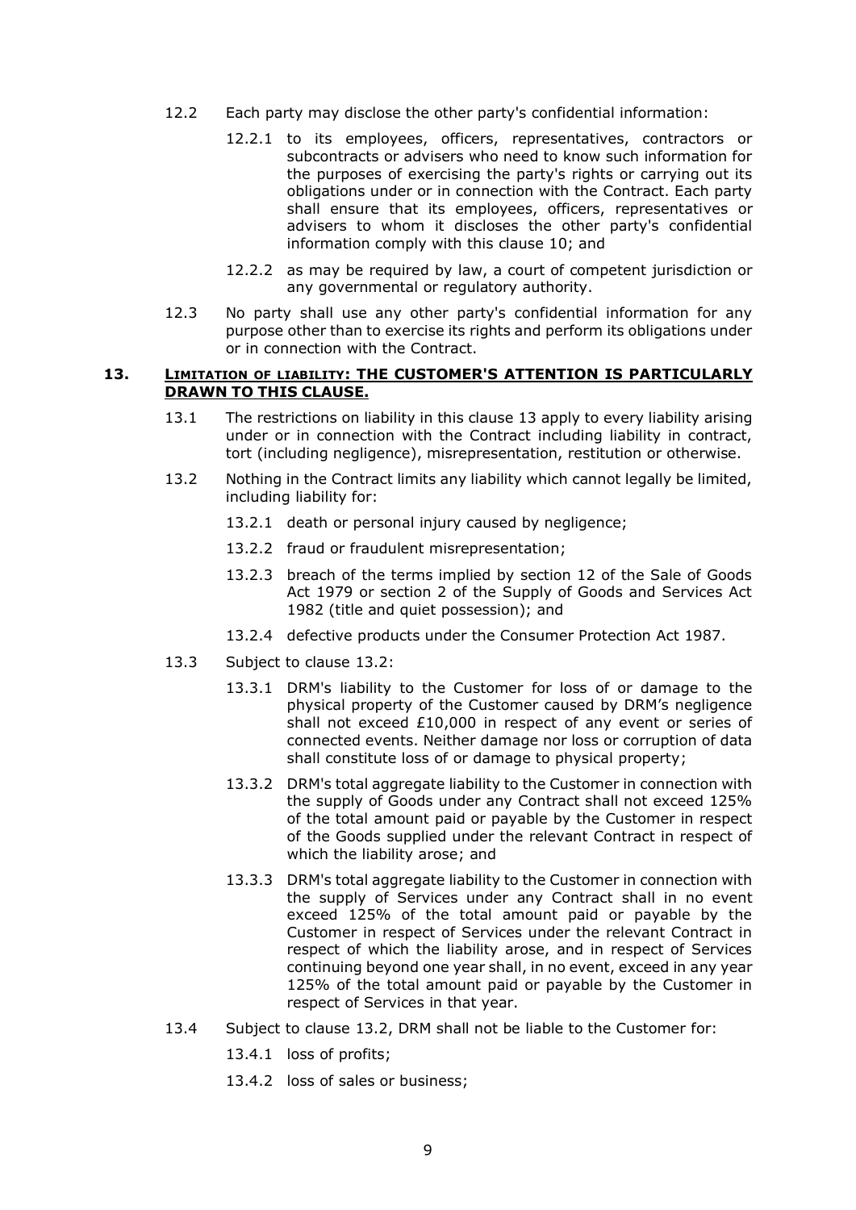12.2 Each party may disclose the other party's confidential information:

12.2.1 to its employees, officers, representatives, contractors or subcontracts or advisers who need to know such information for the purposes of exercising the party's rights or carrying out its obligations under or in connection with the Contract. Each party shall ensure that its employees, officers, representatives or advisers to whom it discloses the other party's confidential information comply with this clause 10; and

12.2.2 as may be required by law, a court of competent jurisdiction or any governmental or regulatory authority.

12.3 No party shall use any other party's confidential information for any purpose other than to exercise its rights and perform its obligations under or in connection with the Contract.

## 13. <u>LIMITATION OF LIABILITY: THE CUSTOMER'S ATTENTION IS PARTICULARLY DRAWN TO THIS CLAUSE.</u>

13.1 The restrictions on liability in this clause 13 apply to every liability arising under or in connection with the Contract including liability in contract, tort (including negligence), misrepresentation, restitution or otherwise.

13.2 Nothing in the Contract limits any liability which cannot legally be limited, including liability for:

13.2.1 death or personal injury caused by negligence;

13.2.2 fraud or fraudulent misrepresentation;

13.2.3 breach of the terms implied by section 12 of the Sale of Goods Act 1979 or section 2 of the Supply of Goods and Services Act 1982 (title and quiet possession); and

13.2.4 defective products under the Consumer Protection Act 1987.

13.3 Subject to clause 13.2:

13.3.1 DRM's liability to the Customer for loss of or damage to the physical property of the Customer caused by DRM's negligence shall not exceed £10,000 in respect of any event or series of connected events. Neither damage nor loss or corruption of data shall constitute loss of or damage to physical property;

13.3.2 DRM's total aggregate liability to the Customer in connection with the supply of Goods under any Contract shall not exceed 125% of the total amount paid or payable by the Customer in respect of the Goods supplied under the relevant Contract in respect of which the liability arose; and

13.3.3 DRM's total aggregate liability to the Customer in connection with the supply of Services under any Contract shall in no event exceed 125% of the total amount paid or payable by the Customer in respect of Services under the relevant Contract in respect of which the liability arose, and in respect of Services continuing beyond one year shall, in no event, exceed in any year 125% of the total amount paid or payable by the Customer in respect of Services in that year.

13.4 Subject to clause 13.2, DRM shall not be liable to the Customer for:

13.4.1 loss of profits;

13.4.2 loss of sales or business;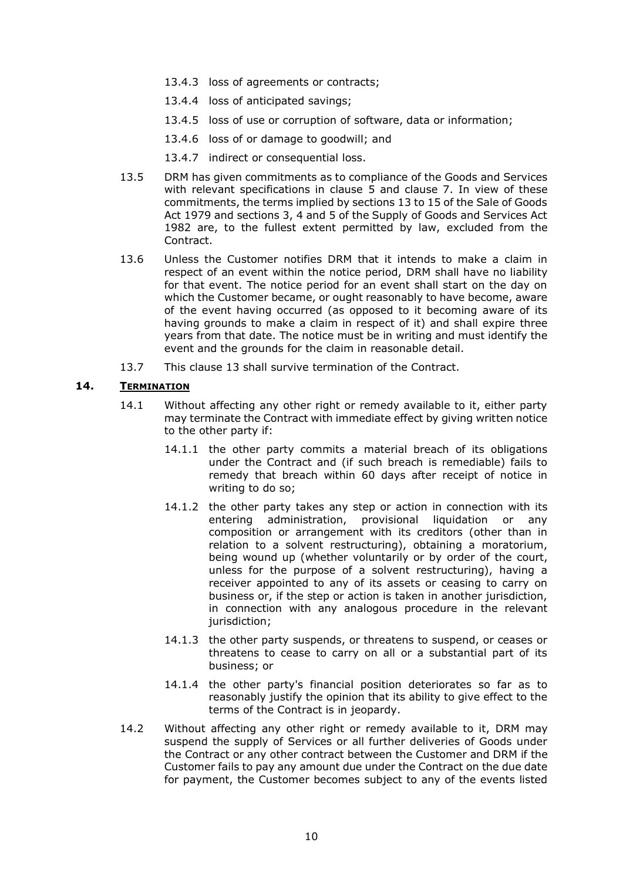13.4.3 loss of agreements or contracts;

13.4.4 loss of anticipated savings;

13.4.5 loss of use or corruption of software, data or information;

13.4.6 loss of or damage to goodwill; and

13.4.7 indirect or consequential loss.

13.5 DRM has given commitments as to compliance of the Goods and Services with relevant specifications in clause 5 and clause 7. In view of these commitments, the terms implied by sections 13 to 15 of the Sale of Goods Act 1979 and sections 3, 4 and 5 of the Supply of Goods and Services Act 1982 are, to the fullest extent permitted by law, excluded from the Contract.

13.6 Unless the Customer notifies DRM that it intends to make a claim in respect of an event within the notice period, DRM shall have no liability for that event. The notice period for an event shall start on the day on which the Customer became, or ought reasonably to have become, aware of the event having occurred (as opposed to it becoming aware of its having grounds to make a claim in respect of it) and shall expire three years from that date. The notice must be in writing and must identify the event and the grounds for the claim in reasonable detail.

13.7 This clause 13 shall survive termination of the Contract.

## 14. TERMINATION

14.1 Without affecting any other right or remedy available to it, either party may terminate the Contract with immediate effect by giving written notice to the other party if:

14.1.1 the other party commits a material breach of its obligations under the Contract and (if such breach is remediable) fails to remedy that breach within 60 days after receipt of notice in writing to do so;

14.1.2 the other party takes any step or action in connection with its entering administration, provisional liquidation or any composition or arrangement with its creditors (other than in relation to a solvent restructuring), obtaining a moratorium, being wound up (whether voluntarily or by order of the court, unless for the purpose of a solvent restructuring), having a receiver appointed to any of its assets or ceasing to carry on business or, if the step or action is taken in another jurisdiction, in connection with any analogous procedure in the relevant jurisdiction;

14.1.3 the other party suspends, or threatens to suspend, or ceases or threatens to cease to carry on all or a substantial part of its business; or

14.1.4 the other party's financial position deteriorates so far as to reasonably justify the opinion that its ability to give effect to the terms of the Contract is in jeopardy.

14.2 Without affecting any other right or remedy available to it, DRM may suspend the supply of Services or all further deliveries of Goods under the Contract or any other contract between the Customer and DRM if the Customer fails to pay any amount due under the Contract on the due date for payment, the Customer becomes subject to any of the events listed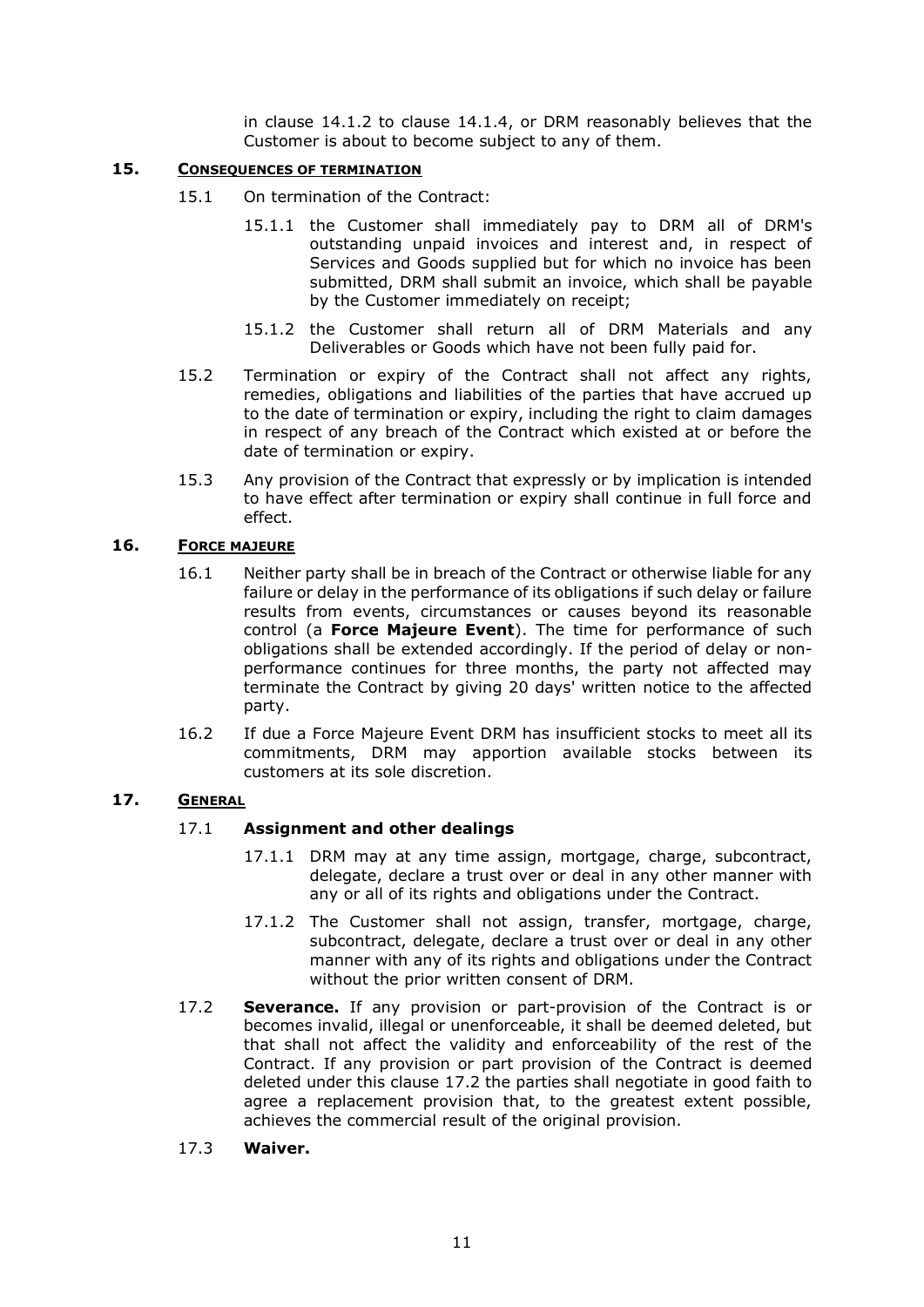in clause 14.1.2 to clause 14.1.4, or DRM reasonably believes that the Customer is about to become subject to any of them.

## 15. CONSEQUENCES OF TERMINATION

15.1 On termination of the Contract:

15.1.1 the Customer shall immediately pay to DRM all of DRM's outstanding unpaid invoices and interest and, in respect of Services and Goods supplied but for which no invoice has been submitted, DRM shall submit an invoice, which shall be payable by the Customer immediately on receipt;

15.1.2 the Customer shall return all of DRM Materials and any Deliverables or Goods which have not been fully paid for.

15.2 Termination or expiry of the Contract shall not affect any rights, remedies, obligations and liabilities of the parties that have accrued up to the date of termination or expiry, including the right to claim damages in respect of any breach of the Contract which existed at or before the date of termination or expiry.

15.3 Any provision of the Contract that expressly or by implication is intended to have effect after termination or expiry shall continue in full force and effect.

## 16. FORCE MAJEURE

16.1 Neither party shall be in breach of the Contract or otherwise liable for any failure or delay in the performance of its obligations if such delay or failure results from events, circumstances or causes beyond its reasonable control (a **Force Majeure Event**). The time for performance of such obligations shall be extended accordingly. If the period of delay or non-performance continues for three months, the party not affected may terminate the Contract by giving 20 days' written notice to the affected party.

16.2 If due a Force Majeure Event DRM has insufficient stocks to meet all its commitments, DRM may apportion available stocks between its customers at its sole discretion.

## 17. GENERAL

17.1 **Assignment and other dealings**

17.1.1 DRM may at any time assign, mortgage, charge, subcontract, delegate, declare a trust over or deal in any other manner with any or all of its rights and obligations under the Contract.

17.1.2 The Customer shall not assign, transfer, mortgage, charge, subcontract, delegate, declare a trust over or deal in any other manner with any of its rights and obligations under the Contract without the prior written consent of DRM.

17.2 **Severance.** If any provision or part-provision of the Contract is or becomes invalid, illegal or unenforceable, it shall be deemed deleted, but that shall not affect the validity and enforceability of the rest of the Contract. If any provision or part provision of the Contract is deemed deleted under this clause 17.2 the parties shall negotiate in good faith to agree a replacement provision that, to the greatest extent possible, achieves the commercial result of the original provision.

17.3 **Waiver.**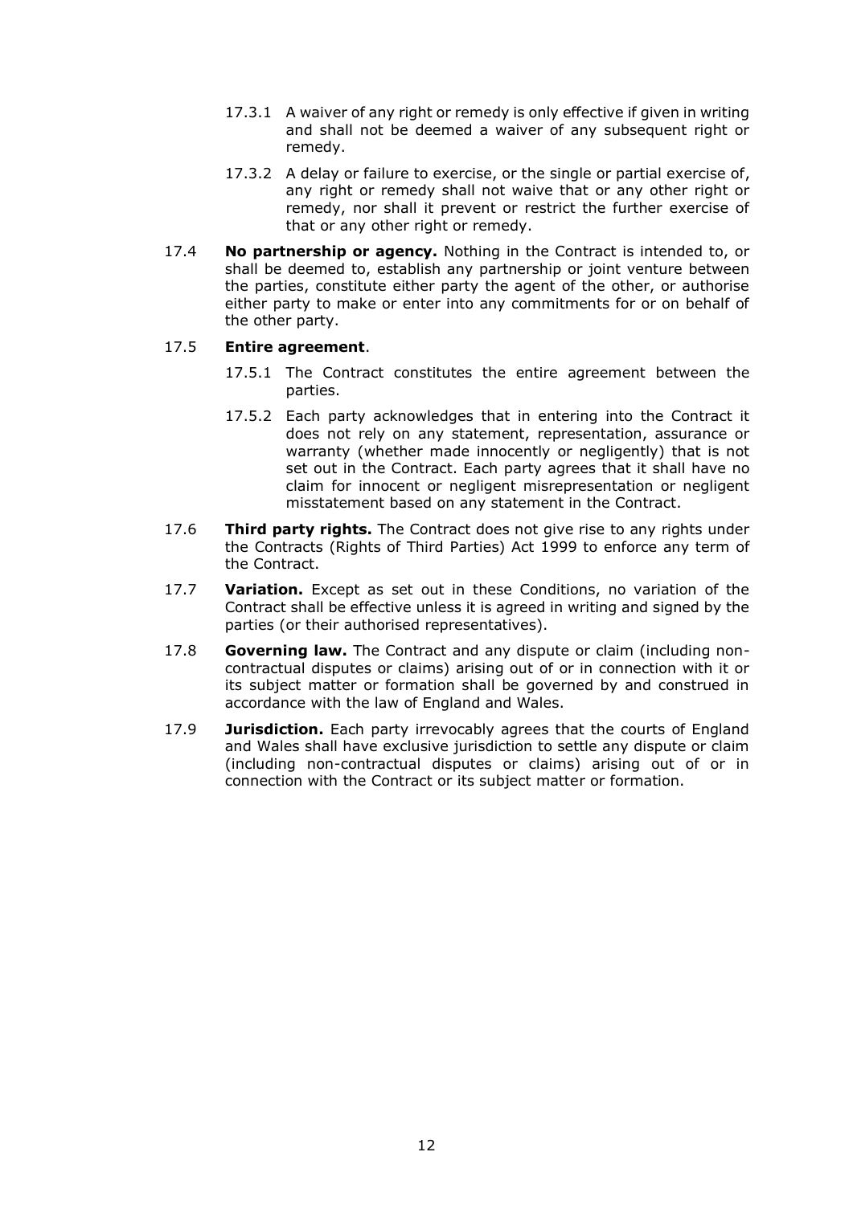17.3.1 A waiver of any right or remedy is only effective if given in writing and shall not be deemed a waiver of any subsequent right or remedy.

17.3.2 A delay or failure to exercise, or the single or partial exercise of, any right or remedy shall not waive that or any other right or remedy, nor shall it prevent or restrict the further exercise of that or any other right or remedy.

17.4 **No partnership or agency.** Nothing in the Contract is intended to, or shall be deemed to, establish any partnership or joint venture between the parties, constitute either party the agent of the other, or authorise either party to make or enter into any commitments for or on behalf of the other party.

17.5 **Entire agreement**.

17.5.1 The Contract constitutes the entire agreement between the parties.

17.5.2 Each party acknowledges that in entering into the Contract it does not rely on any statement, representation, assurance or warranty (whether made innocently or negligently) that is not set out in the Contract. Each party agrees that it shall have no claim for innocent or negligent misrepresentation or negligent misstatement based on any statement in the Contract.

17.6 **Third party rights.** The Contract does not give rise to any rights under the Contracts (Rights of Third Parties) Act 1999 to enforce any term of the Contract.

17.7 **Variation.** Except as set out in these Conditions, no variation of the Contract shall be effective unless it is agreed in writing and signed by the parties (or their authorised representatives).

17.8 **Governing law.** The Contract and any dispute or claim (including non-contractual disputes or claims) arising out of or in connection with it or its subject matter or formation shall be governed by and construed in accordance with the law of England and Wales.

17.9 **Jurisdiction.** Each party irrevocably agrees that the courts of England and Wales shall have exclusive jurisdiction to settle any dispute or claim (including non-contractual disputes or claims) arising out of or in connection with the Contract or its subject matter or formation.